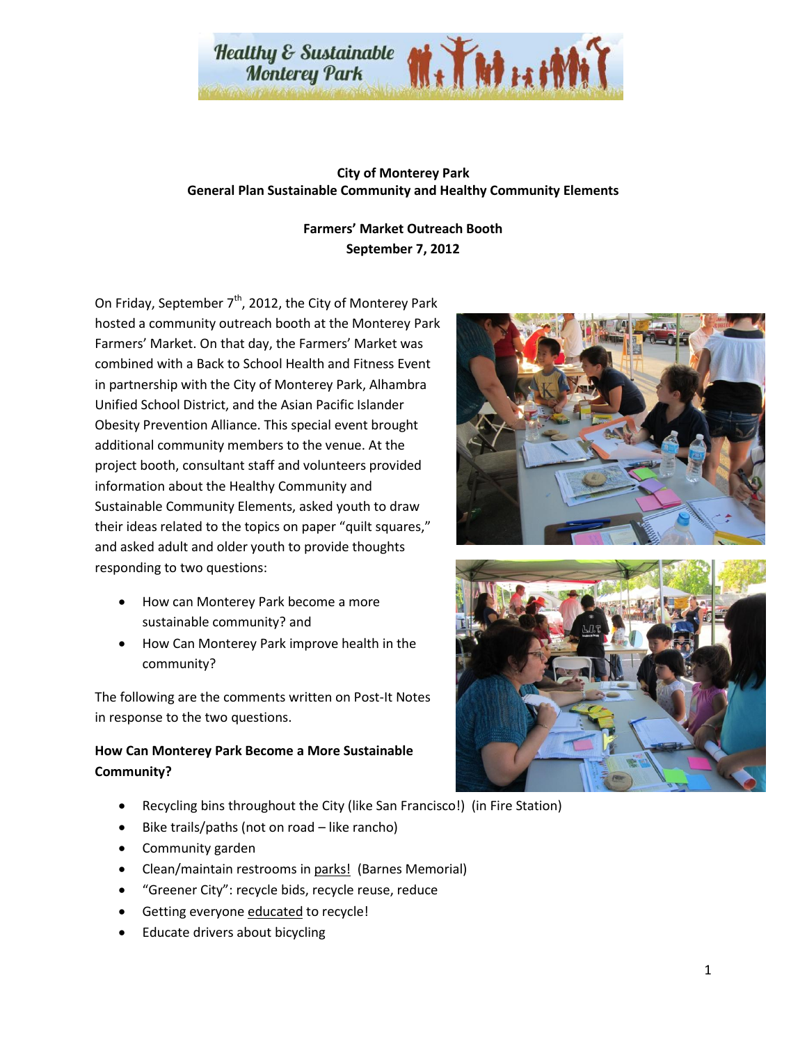Healthy & Sustainable Monterey Park

**City of Monterey Park**
**General Plan Sustainable Community and Healthy Community Elements**

**Farmers' Market Outreach Booth**
**September 7, 2012**

On Friday, September 7th, 2012, the City of Monterey Park hosted a community outreach booth at the Monterey Park Farmers' Market. On that day, the Farmers' Market was combined with a Back to School Health and Fitness Event in partnership with the City of Monterey Park, Alhambra Unified School District, and the Asian Pacific Islander Obesity Prevention Alliance. This special event brought additional community members to the venue. At the project booth, consultant staff and volunteers provided information about the Healthy Community and Sustainable Community Elements, asked youth to draw their ideas related to the topics on paper "quilt squares," and asked adult and older youth to provide thoughts responding to two questions:

- How can Monterey Park become a more sustainable community? and
- How Can Monterey Park improve health in the community?

The following are the comments written on Post-It Notes in response to the two questions.

**How Can Monterey Park Become a More Sustainable Community?**

- Recycling bins throughout the City (like San Francisco!) (in Fire Station)
- Bike trails/paths (not on road – like rancho)
- Community garden
- Clean/maintain restrooms in parks! (Barnes Memorial)
- "Greener City": recycle bids, recycle reuse, reduce
- Getting everyone educated to recycle!
- Educate drivers about bicycling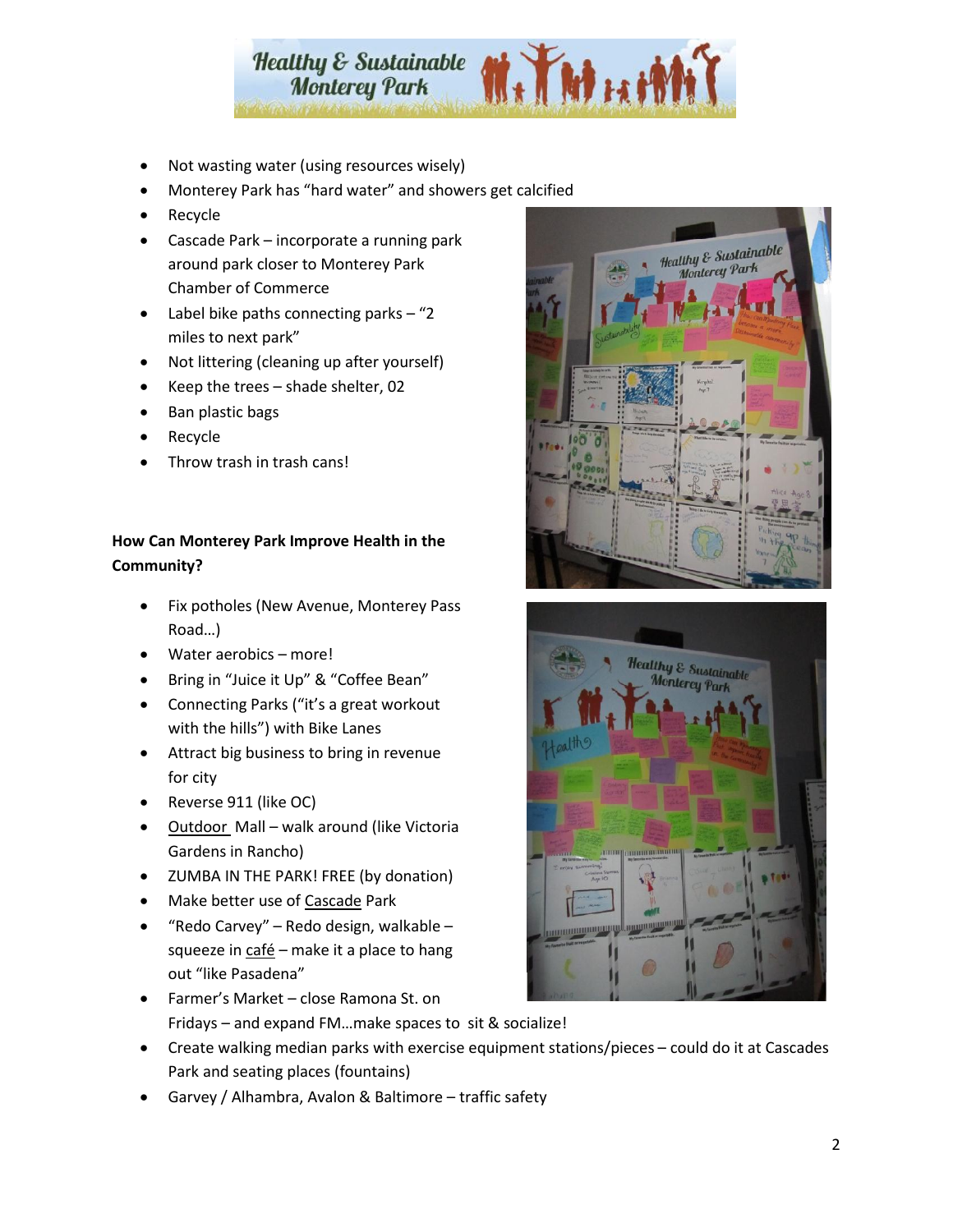- Not wasting water (using resources wisely)
- Monterey Park has "hard water" and showers get calcified
- Recycle
- Cascade Park – incorporate a running park around park closer to Monterey Park Chamber of Commerce
- Label bike paths connecting parks – "2 miles to next park"
- Not littering (cleaning up after yourself)
- Keep the trees – shade shelter, 02
- Ban plastic bags
- Recycle
- Throw trash in trash cans!

**How Can Monterey Park Improve Health in the Community?**

- Fix potholes (New Avenue, Monterey Pass Road…)
- Water aerobics – more!
- Bring in "Juice it Up" & "Coffee Bean"
- Connecting Parks ("it's a great workout with the hills") with Bike Lanes
- Attract big business to bring in revenue for city
- Reverse 911 (like OC)
- Outdoor Mall – walk around (like Victoria Gardens in Rancho)
- ZUMBA IN THE PARK! FREE (by donation)
- Make better use of Cascade Park
- "Redo Carvey" – Redo design, walkable – squeeze in café – make it a place to hang out "like Pasadena"
- Farmer's Market – close Ramona St. on Fridays – and expand FM…make spaces to sit & socialize!
- Create walking median parks with exercise equipment stations/pieces – could do it at Cascades Park and seating places (fountains)
- Garvey / Alhambra, Avalon & Baltimore – traffic safety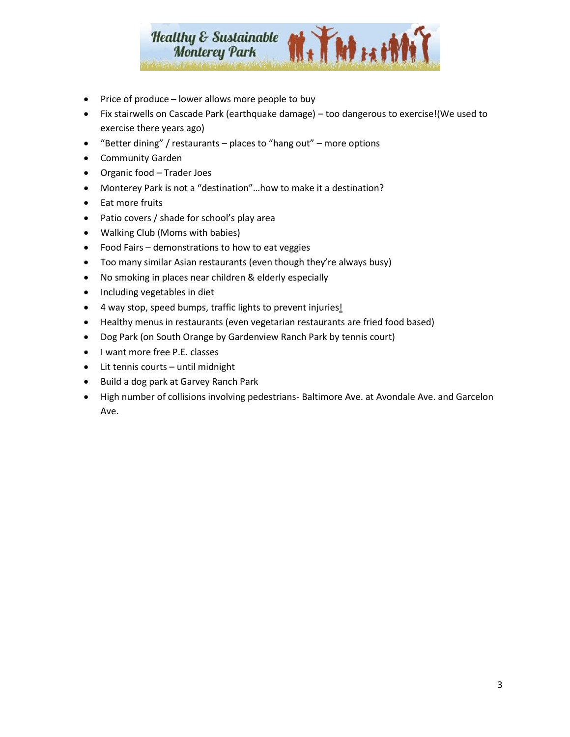- Price of produce – lower allows more people to buy
- Fix stairwells on Cascade Park (earthquake damage) – too dangerous to exercise!(We used to exercise there years ago)
- “Better dining” / restaurants – places to “hang out” – more options
- Community Garden
- Organic food – Trader Joes
- Monterey Park is not a “destination”…how to make it a destination?
- Eat more fruits
- Patio covers / shade for school’s play area
- Walking Club (Moms with babies)
- Food Fairs – demonstrations to how to eat veggies
- Too many similar Asian restaurants (even though they’re always busy)
- No smoking in places near children & elderly especially
- Including vegetables in diet
- 4 way stop, speed bumps, traffic lights to prevent injuries!
- Healthy menus in restaurants (even vegetarian restaurants are fried food based)
- Dog Park (on South Orange by Gardenview Ranch Park by tennis court)
- I want more free P.E. classes
- Lit tennis courts – until midnight
- Build a dog park at Garvey Ranch Park
- High number of collisions involving pedestrians- Baltimore Ave. at Avondale Ave. and Garcelon Ave.